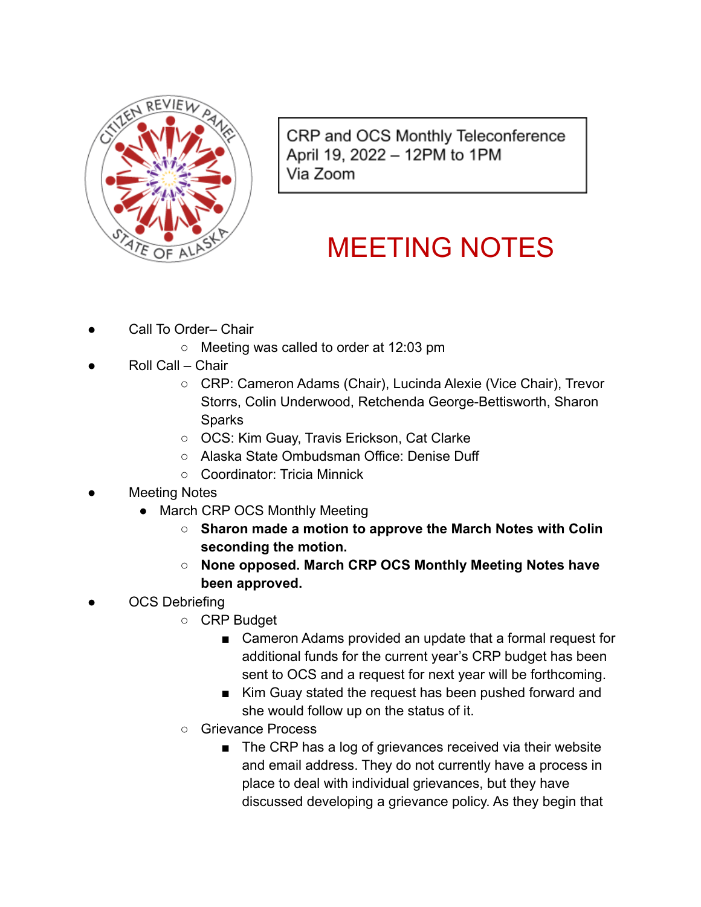CRP and OCS Monthly Teleconference
April 19, 2022 – 12PM to 1PM
Via Zoom

# MEETING NOTES

- Call To Order– Chair
  - Meeting was called to order at 12:03 pm
- Roll Call – Chair
  - CRP: Cameron Adams (Chair), Lucinda Alexie (Vice Chair), Trevor Storrs, Colin Underwood, Retchenda George-Bettisworth, Sharon Sparks
  - OCS: Kim Guay, Travis Erickson, Cat Clarke
  - Alaska State Ombudsman Office: Denise Duff
  - Coordinator: Tricia Minnick
- Meeting Notes
  - March CRP OCS Monthly Meeting
    - **Sharon made a motion to approve the March Notes with Colin seconding the motion.**
    - **None opposed. March CRP OCS Monthly Meeting Notes have been approved.**
- OCS Debriefing
  - CRP Budget
    - Cameron Adams provided an update that a formal request for additional funds for the current year's CRP budget has been sent to OCS and a request for next year will be forthcoming.
    - Kim Guay stated the request has been pushed forward and she would follow up on the status of it.
  - Grievance Process
    - The CRP has a log of grievances received via their website and email address. They do not currently have a process in place to deal with individual grievances, but they have discussed developing a grievance policy. As they begin that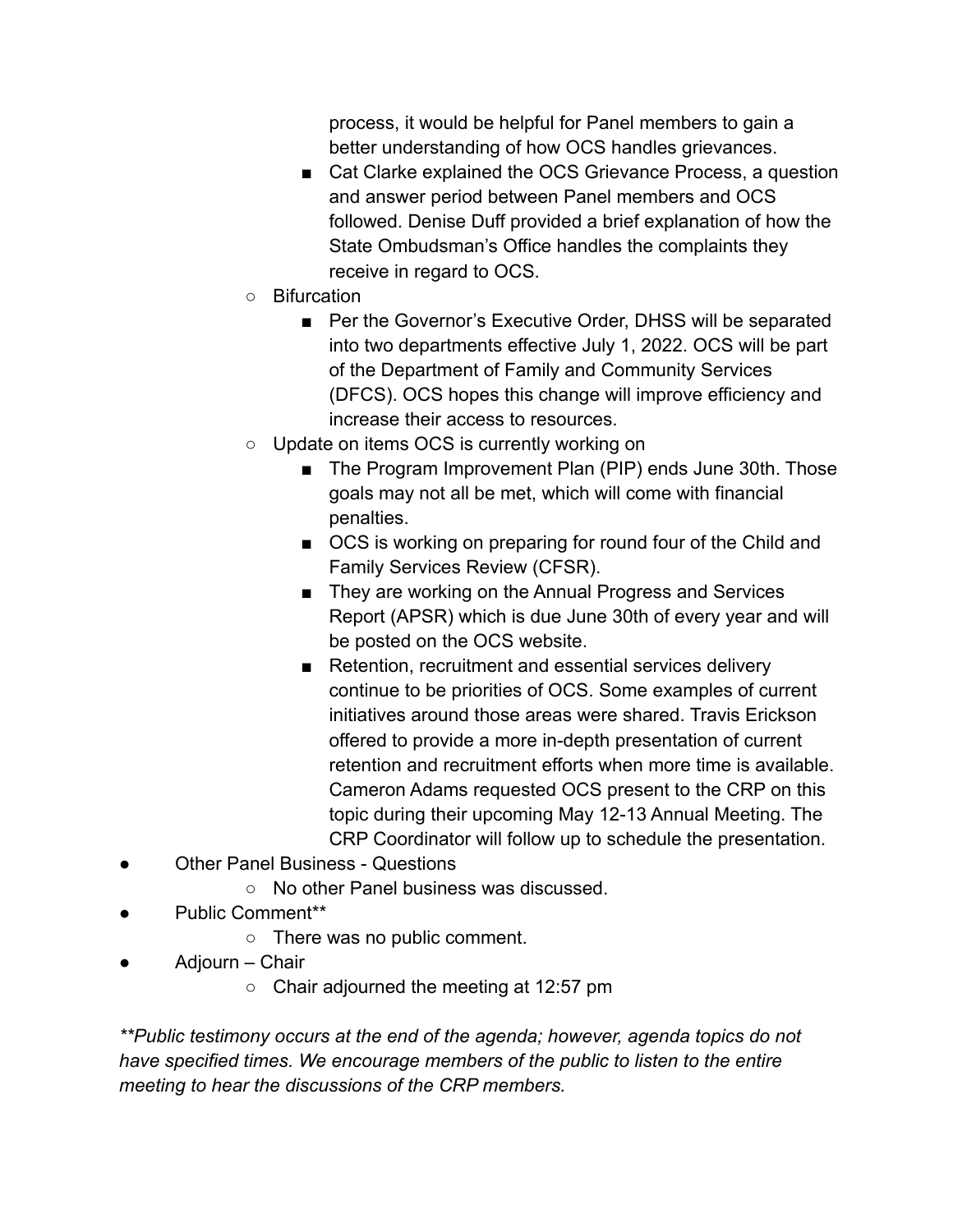- process, it would be helpful for Panel members to gain a better understanding of how OCS handles grievances.
    - Cat Clarke explained the OCS Grievance Process, a question and answer period between Panel members and OCS followed. Denise Duff provided a brief explanation of how the State Ombudsman's Office handles the complaints they receive in regard to OCS.
  - Bifurcation
    - Per the Governor's Executive Order, DHSS will be separated into two departments effective July 1, 2022. OCS will be part of the Department of Family and Community Services (DFCS). OCS hopes this change will improve efficiency and increase their access to resources.
  - Update on items OCS is currently working on
    - The Program Improvement Plan (PIP) ends June 30th. Those goals may not all be met, which will come with financial penalties.
    - OCS is working on preparing for round four of the Child and Family Services Review (CFSR).
    - They are working on the Annual Progress and Services Report (APSR) which is due June 30th of every year and will be posted on the OCS website.
    - Retention, recruitment and essential services delivery continue to be priorities of OCS. Some examples of current initiatives around those areas were shared. Travis Erickson offered to provide a more in-depth presentation of current retention and recruitment efforts when more time is available. Cameron Adams requested OCS present to the CRP on this topic during their upcoming May 12-13 Annual Meeting. The CRP Coordinator will follow up to schedule the presentation.
- Other Panel Business - Questions
  - No other Panel business was discussed.
- Public Comment**
  - There was no public comment.
- Adjourn – Chair
  - Chair adjourned the meeting at 12:57 pm

*\*\*Public testimony occurs at the end of the agenda; however, agenda topics do not have specified times. We encourage members of the public to listen to the entire meeting to hear the discussions of the CRP members.*